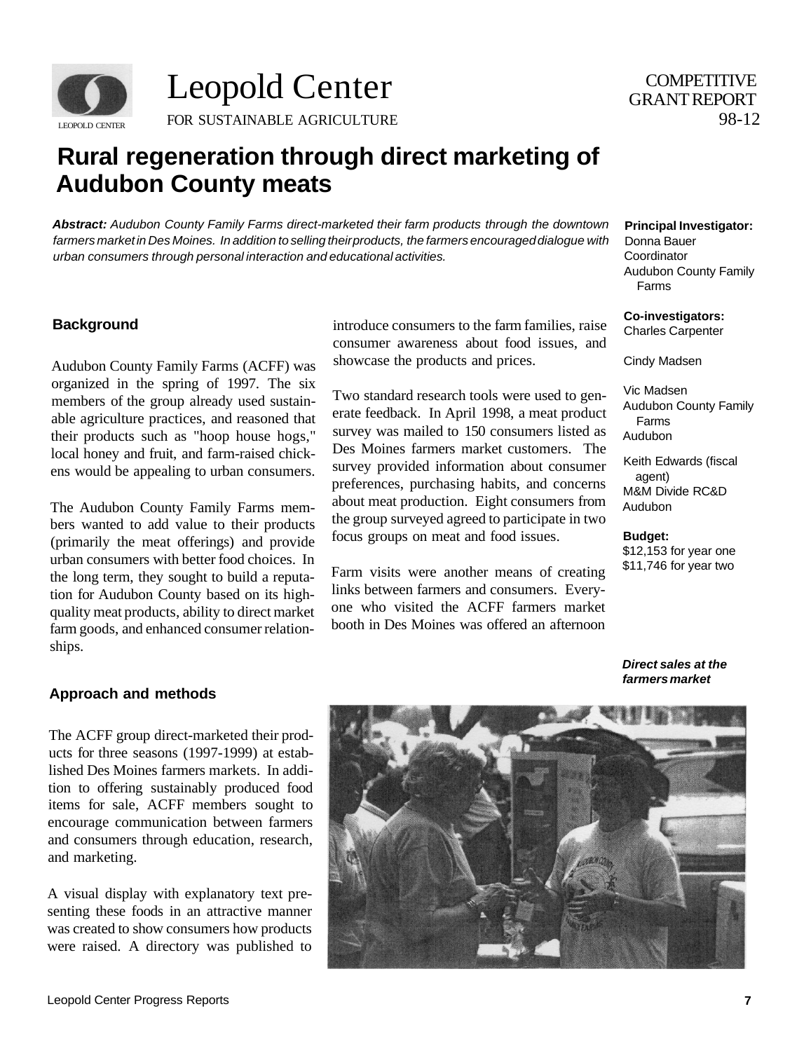Leopold Center

FOR SUSTAINABLE AGRICULTURE

COMPETITIVE GRANT REPORT 98-12

# Rural regeneration through direct marketing of Audubon County meats

***Abstract:*** *Audubon County Family Farms direct-marketed their farm products through the downtown farmers market in Des Moines. In addition to selling their products, the farmers encouraged dialogue with urban consumers through personal interaction and educational activities.*

**Principal Investigator:**
Donna Bauer
Coordinator
Audubon County Family Farms

**Co-investigators:**
Charles Carpenter

Cindy Madsen

Vic Madsen
Audubon County Family Farms
Audubon

Keith Edwards (fiscal agent)
M&M Divide RC&D
Audubon

**Budget:**
$12,153 for year one
$11,746 for year two

## Background

Audubon County Family Farms (ACFF) was organized in the spring of 1997. The six members of the group already used sustainable agriculture practices, and reasoned that their products such as "hoop house hogs," local honey and fruit, and farm-raised chickens would be appealing to urban consumers.

The Audubon County Family Farms members wanted to add value to their products (primarily the meat offerings) and provide urban consumers with better food choices. In the long term, they sought to build a reputation for Audubon County based on its high-quality meat products, ability to direct market farm goods, and enhanced consumer relationships.

## Approach and methods

The ACFF group direct-marketed their products for three seasons (1997-1999) at established Des Moines farmers markets. In addition to offering sustainably produced food items for sale, ACFF members sought to encourage communication between farmers and consumers through education, research, and marketing.

A visual display with explanatory text presenting these foods in an attractive manner was created to show consumers how products were raised. A directory was published to introduce consumers to the farm families, raise consumer awareness about food issues, and showcase the products and prices.

Two standard research tools were used to generate feedback. In April 1998, a meat product survey was mailed to 150 consumers listed as Des Moines farmers market customers. The survey provided information about consumer preferences, purchasing habits, and concerns about meat production. Eight consumers from the group surveyed agreed to participate in two focus groups on meat and food issues.

Farm visits were another means of creating links between farmers and consumers. Everyone who visited the ACFF farmers market booth in Des Moines was offered an afternoon

***Direct sales at the farmers market***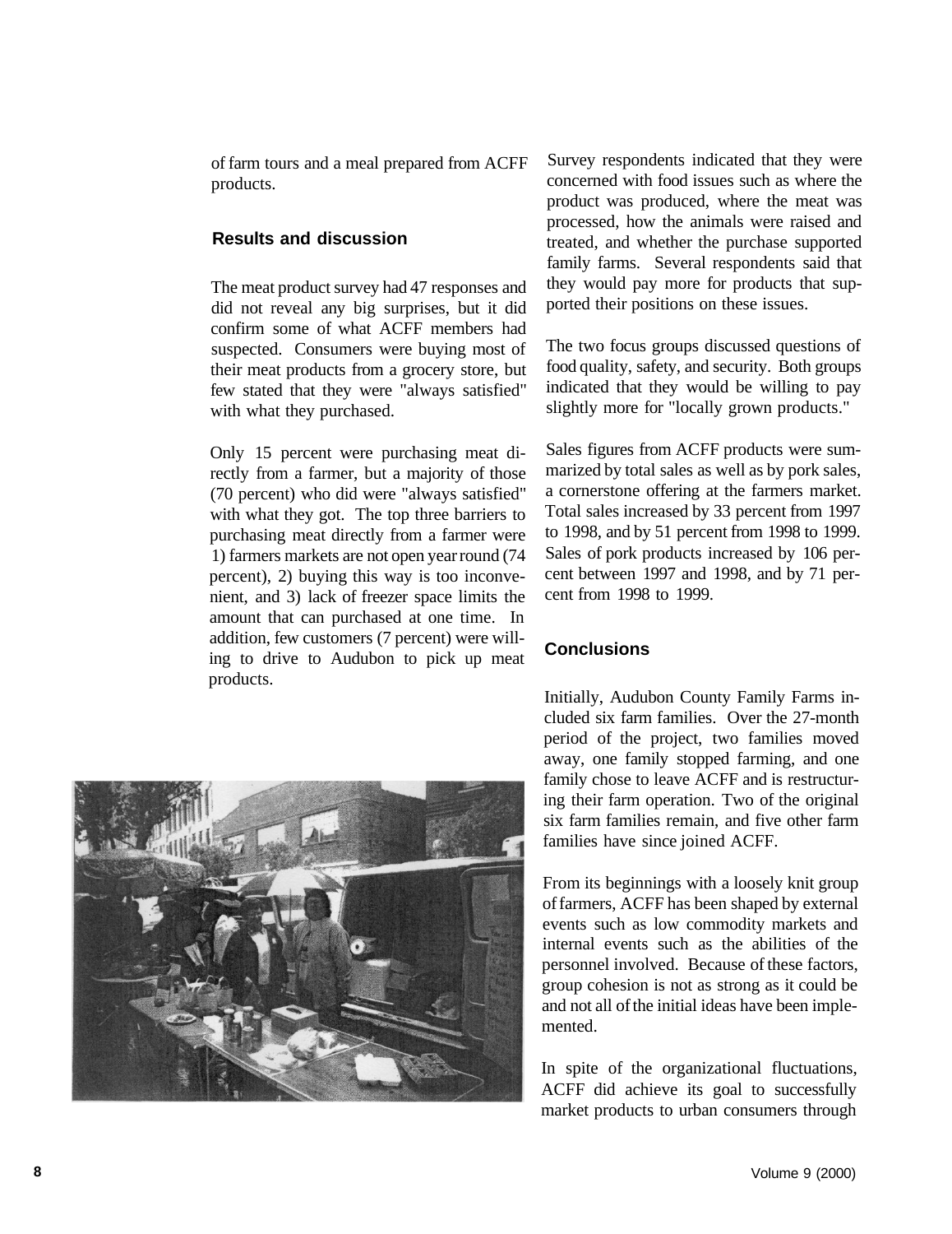of farm tours and a meal prepared from ACFF products.

## Results and discussion

The meat product survey had 47 responses and did not reveal any big surprises, but it did confirm some of what ACFF members had suspected. Consumers were buying most of their meat products from a grocery store, but few stated that they were "always satisfied" with what they purchased.

Only 15 percent were purchasing meat directly from a farmer, but a majority of those (70 percent) who did were "always satisfied" with what they got. The top three barriers to purchasing meat directly from a farmer were 1) farmers markets are not open year round (74 percent), 2) buying this way is too inconvenient, and 3) lack of freezer space limits the amount that can purchased at one time. In addition, few customers (7 percent) were willing to drive to Audubon to pick up meat products.

Survey respondents indicated that they were concerned with food issues such as where the product was produced, where the meat was processed, how the animals were raised and treated, and whether the purchase supported family farms. Several respondents said that they would pay more for products that supported their positions on these issues.

The two focus groups discussed questions of food quality, safety, and security. Both groups indicated that they would be willing to pay slightly more for "locally grown products."

Sales figures from ACFF products were summarized by total sales as well as by pork sales, a cornerstone offering at the farmers market. Total sales increased by 33 percent from 1997 to 1998, and by 51 percent from 1998 to 1999. Sales of pork products increased by 106 percent between 1997 and 1998, and by 71 percent from 1998 to 1999.

## Conclusions

Initially, Audubon County Family Farms included six farm families. Over the 27-month period of the project, two families moved away, one family stopped farming, and one family chose to leave ACFF and is restructuring their farm operation. Two of the original six farm families remain, and five other farm families have since joined ACFF.

From its beginnings with a loosely knit group of farmers, ACFF has been shaped by external events such as low commodity markets and internal events such as the abilities of the personnel involved. Because of these factors, group cohesion is not as strong as it could be and not all of the initial ideas have been implemented.

In spite of the organizational fluctuations, ACFF did achieve its goal to successfully market products to urban consumers through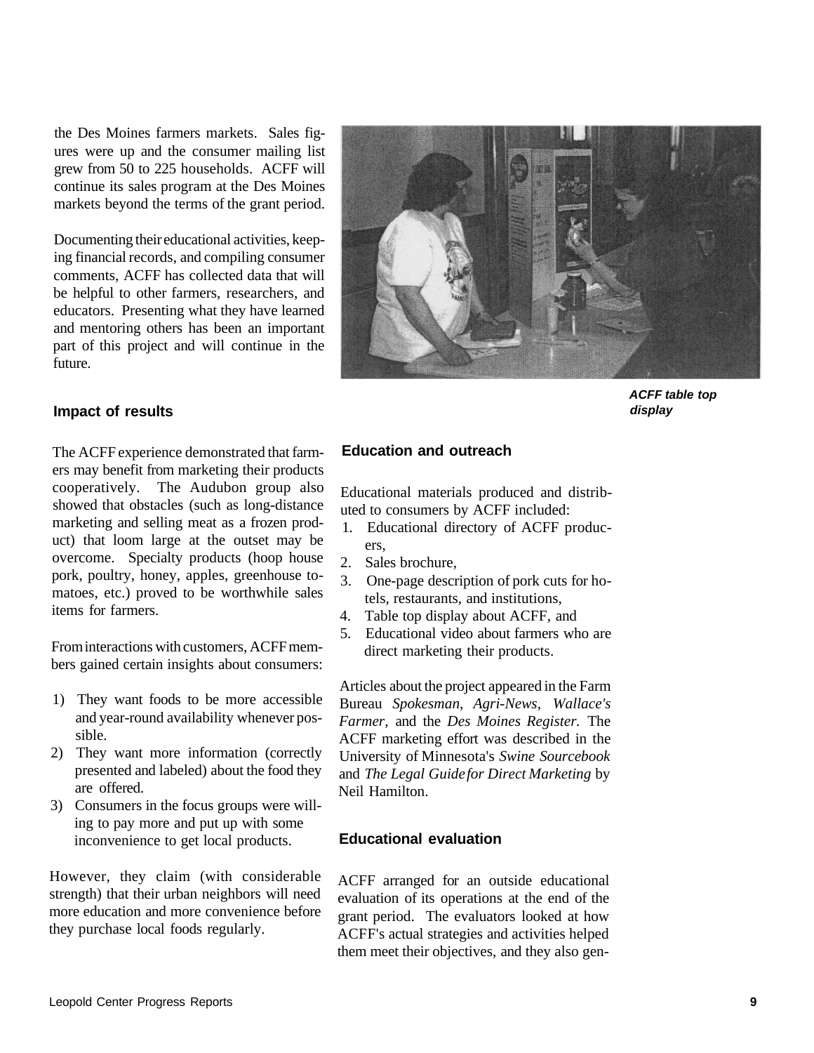the Des Moines farmers markets. Sales figures were up and the consumer mailing list grew from 50 to 225 households. ACFF will continue its sales program at the Des Moines markets beyond the terms of the grant period.

Documenting their educational activities, keeping financial records, and compiling consumer comments, ACFF has collected data that will be helpful to other farmers, researchers, and educators. Presenting what they have learned and mentoring others has been an important part of this project and will continue in the future.

***ACFF table top display***

### Impact of results

The ACFF experience demonstrated that farmers may benefit from marketing their products cooperatively. The Audubon group also showed that obstacles (such as long-distance marketing and selling meat as a frozen product) that loom large at the outset may be overcome. Specialty products (hoop house pork, poultry, honey, apples, greenhouse tomatoes, etc.) proved to be worthwhile sales items for farmers.

From interactions with customers, ACFF members gained certain insights about consumers:

1) They want foods to be more accessible and year-round availability whenever possible.
2) They want more information (correctly presented and labeled) about the food they are offered.
3) Consumers in the focus groups were willing to pay more and put up with some inconvenience to get local products.

However, they claim (with considerable strength) that their urban neighbors will need more education and more convenience before they purchase local foods regularly.

### Education and outreach

Educational materials produced and distributed to consumers by ACFF included:

1. Educational directory of ACFF producers,
2. Sales brochure,
3. One-page description of pork cuts for hotels, restaurants, and institutions,
4. Table top display about ACFF, and
5. Educational video about farmers who are direct marketing their products.

Articles about the project appeared in the Farm Bureau *Spokesman*, *Agri-News*, *Wallace's Farmer*, and the *Des Moines Register*. The ACFF marketing effort was described in the University of Minnesota's *Swine Sourcebook* and *The Legal Guide for Direct Marketing* by Neil Hamilton.

### Educational evaluation

ACFF arranged for an outside educational evaluation of its operations at the end of the grant period. The evaluators looked at how ACFF's actual strategies and activities helped them meet their objectives, and they also gen-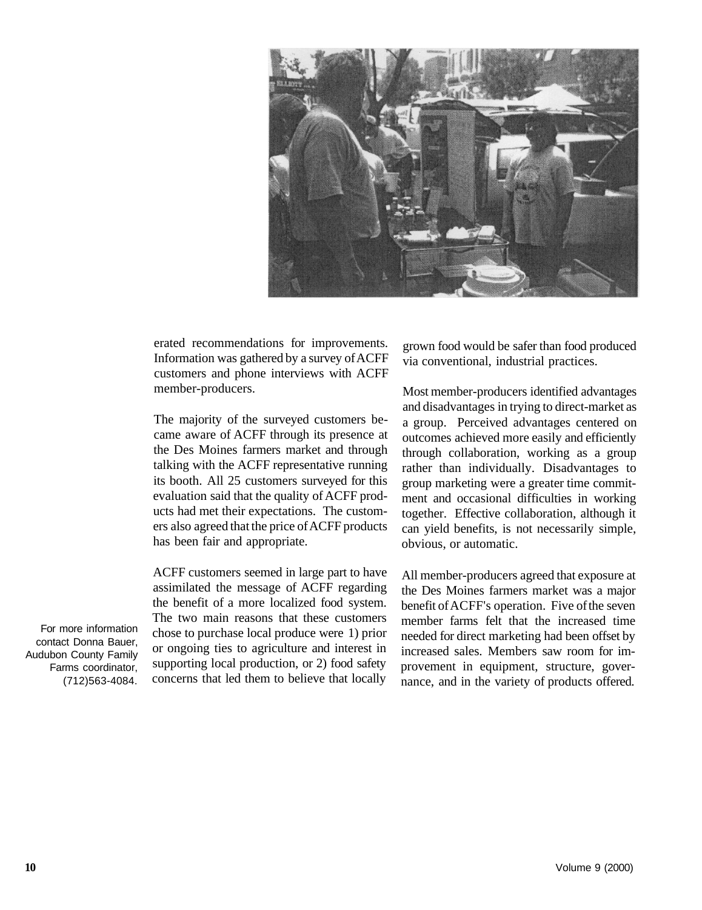erated recommendations for improvements. Information was gathered by a survey of ACFF customers and phone interviews with ACFF member-producers.

The majority of the surveyed customers became aware of ACFF through its presence at the Des Moines farmers market and through talking with the ACFF representative running its booth. All 25 customers surveyed for this evaluation said that the quality of ACFF products had met their expectations. The customers also agreed that the price of ACFF products has been fair and appropriate.

ACFF customers seemed in large part to have assimilated the message of ACFF regarding the benefit of a more localized food system. The two main reasons that these customers chose to purchase local produce were 1) prior or ongoing ties to agriculture and interest in supporting local production, or 2) food safety concerns that led them to believe that locally grown food would be safer than food produced via conventional, industrial practices.

Most member-producers identified advantages and disadvantages in trying to direct-market as a group. Perceived advantages centered on outcomes achieved more easily and efficiently through collaboration, working as a group rather than individually. Disadvantages to group marketing were a greater time commitment and occasional difficulties in working together. Effective collaboration, although it can yield benefits, is not necessarily simple, obvious, or automatic.

All member-producers agreed that exposure at the Des Moines farmers market was a major benefit of ACFF's operation. Five of the seven member farms felt that the increased time needed for direct marketing had been offset by increased sales. Members saw room for improvement in equipment, structure, governance, and in the variety of products offered.

For more information contact Donna Bauer, Audubon County Family Farms coordinator, (712)563-4084.